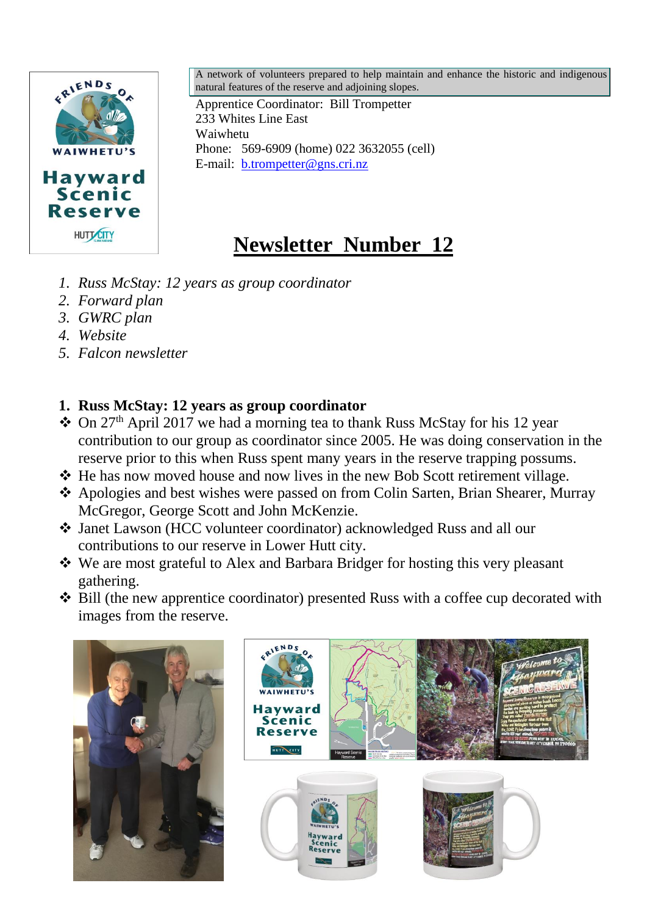A network of volunteers prepared to help maintain and enhance the historic and indigenous natural features of the reserve and adjoining slopes.

Apprentice Coordinator: Bill Trompetter
233 Whites Line East
Waiwhetu
Phone: 569-6909 (home) 022 3632055 (cell)
E-mail: b.trompetter@gns.cri.nz

# Newsletter Number 12

1. *Russ McStay: 12 years as group coordinator*
2. *Forward plan*
3. *GWRC plan*
4. *Website*
5. *Falcon newsletter*

## 1. Russ McStay: 12 years as group coordinator

- On 27th April 2017 we had a morning tea to thank Russ McStay for his 12 year contribution to our group as coordinator since 2005. He was doing conservation in the reserve prior to this when Russ spent many years in the reserve trapping possums.
- He has now moved house and now lives in the new Bob Scott retirement village.
- Apologies and best wishes were passed on from Colin Sarten, Brian Shearer, Murray McGregor, George Scott and John McKenzie.
- Janet Lawson (HCC volunteer coordinator) acknowledged Russ and all our contributions to our reserve in Lower Hutt city.
- We are most grateful to Alex and Barbara Bridger for hosting this very pleasant gathering.
- Bill (the new apprentice coordinator) presented Russ with a coffee cup decorated with images from the reserve.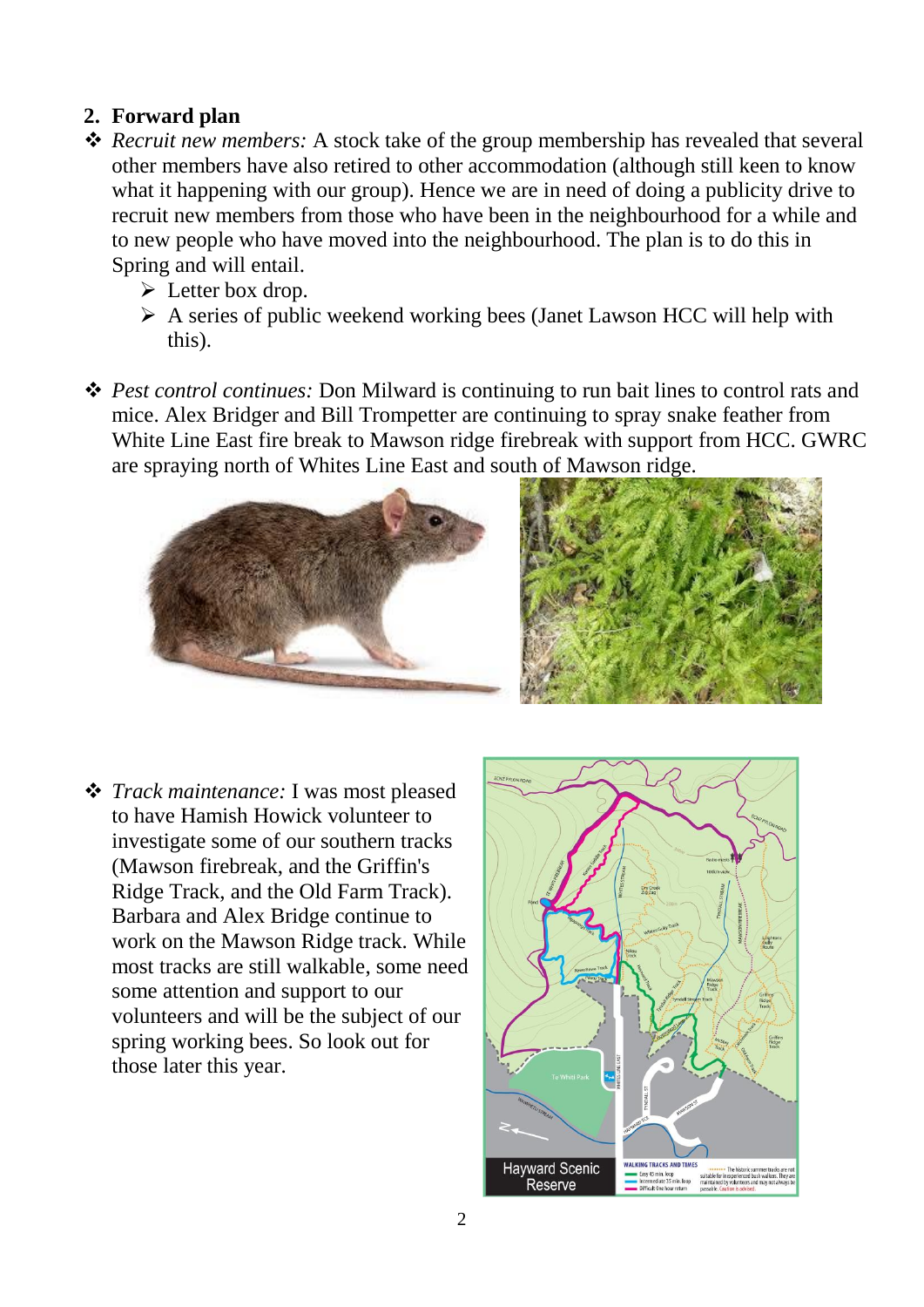## 2. Forward plan

- *Recruit new members:* A stock take of the group membership has revealed that several other members have also retired to other accommodation (although still keen to know what it happening with our group). Hence we are in need of doing a publicity drive to recruit new members from those who have been in the neighbourhood for a while and to new people who have moved into the neighbourhood. The plan is to do this in Spring and will entail.
  - Letter box drop.
  - A series of public weekend working bees (Janet Lawson HCC will help with this).

- *Pest control continues:* Don Milward is continuing to run bait lines to control rats and mice. Alex Bridger and Bill Trompetter are continuing to spray snake feather from White Line East fire break to Mawson ridge firebreak with support from HCC. GWRC are spraying north of Whites Line East and south of Mawson ridge.

- *Track maintenance:* I was most pleased to have Hamish Howick volunteer to investigate some of our southern tracks (Mawson firebreak, and the Griffin's Ridge Track, and the Old Farm Track). Barbara and Alex Bridge continue to work on the Mawson Ridge track. While most tracks are still walkable, some need some attention and support to our volunteers and will be the subject of our spring working bees. So look out for those later this year.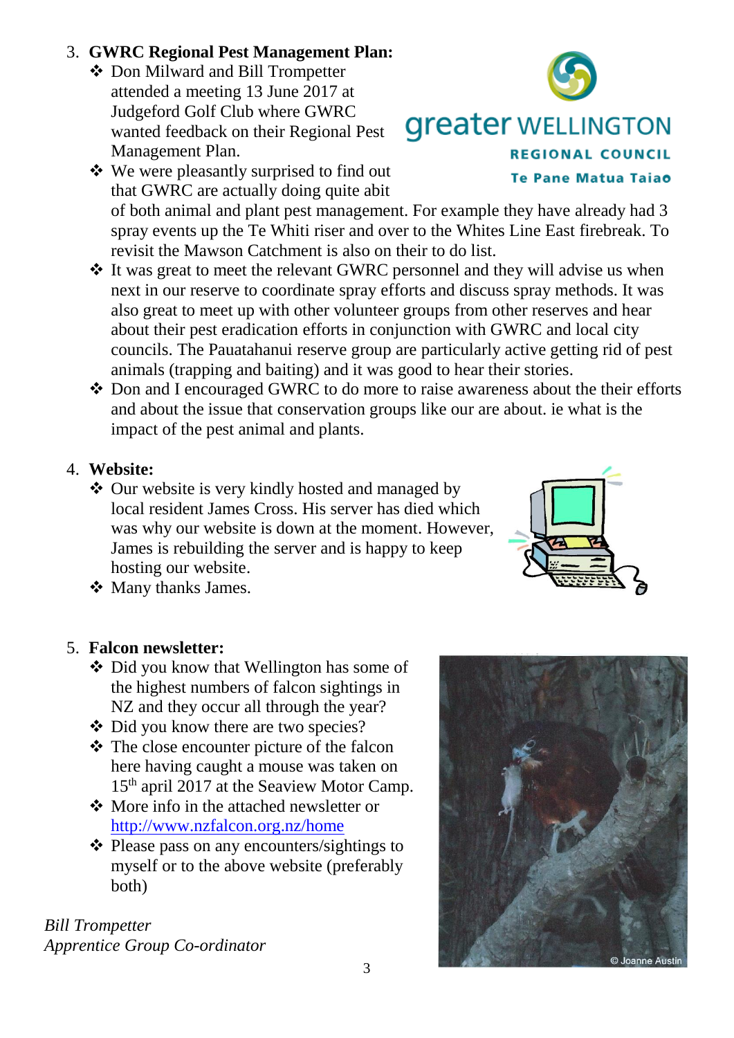3. **GWRC Regional Pest Management Plan:**
   - Don Milward and Bill Trompetter attended a meeting 13 June 2017 at Judgeford Golf Club where GWRC wanted feedback on their Regional Pest Management Plan.
   - We were pleasantly surprised to find out that GWRC are actually doing quite abit of both animal and plant pest management. For example they have already had 3 spray events up the Te Whiti riser and over to the Whites Line East firebreak. To revisit the Mawson Catchment is also on their to do list.
   - It was great to meet the relevant GWRC personnel and they will advise us when next in our reserve to coordinate spray efforts and discuss spray methods. It was also great to meet up with other volunteer groups from other reserves and hear about their pest eradication efforts in conjunction with GWRC and local city councils. The Pauatahanui reserve group are particularly active getting rid of pest animals (trapping and baiting) and it was good to hear their stories.
   - Don and I encouraged GWRC to do more to raise awareness about the their efforts and about the issue that conservation groups like our are about. ie what is the impact of the pest animal and plants.

greater WELLINGTON
REGIONAL COUNCIL
Te Pane Matua Taiao

4. **Website:**
   - Our website is very kindly hosted and managed by local resident James Cross. His server has died which was why our website is down at the moment. However, James is rebuilding the server and is happy to keep hosting our website.
   - Many thanks James.

5. **Falcon newsletter:**
   - Did you know that Wellington has some of the highest numbers of falcon sightings in NZ and they occur all through the year?
   - Did you know there are two species?
   - The close encounter picture of the falcon here having caught a mouse was taken on 15th april 2017 at the Seaview Motor Camp.
   - More info in the attached newsletter or http://www.nzfalcon.org.nz/home
   - Please pass on any encounters/sightings to myself or to the above website (preferably both)

© Joanne Austin

*Bill Trompetter*
*Apprentice Group Co-ordinator*